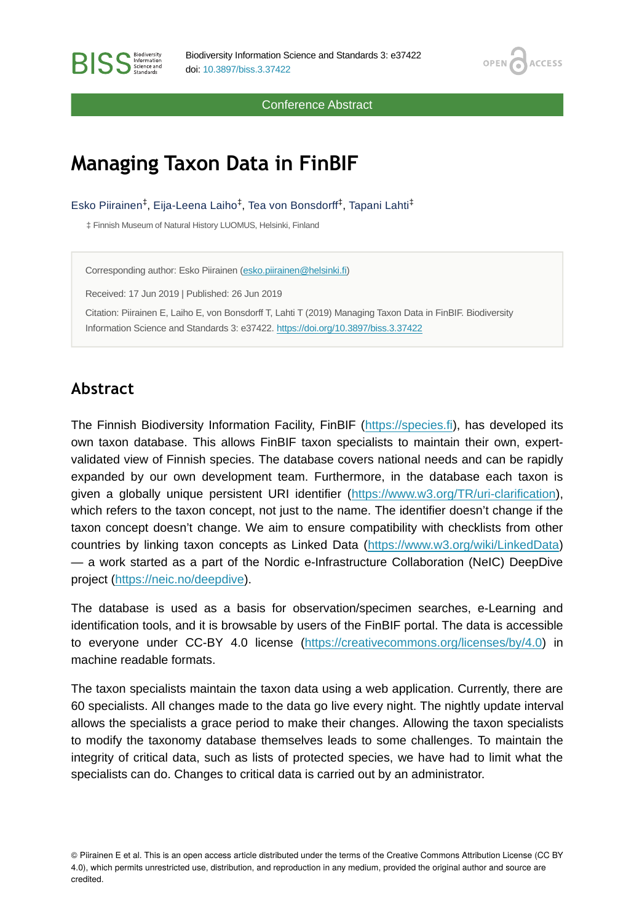Conference Abstract

# Managing Taxon Data in FinBIF

Esko Piirainen[‡], Eija-Leena Laiho[‡], Tea von Bonsdorff[‡], Tapani Lahti[‡]

‡ Finnish Museum of Natural History LUOMUS, Helsinki, Finland

Corresponding author: Esko Piirainen (esko.piirainen@helsinki.fi)

Received: 17 Jun 2019 | Published: 26 Jun 2019

Citation: Piirainen E, Laiho E, von Bonsdorff T, Lahti T (2019) Managing Taxon Data in FinBIF. Biodiversity Information Science and Standards 3: e37422. https://doi.org/10.3897/biss.3.37422

## Abstract

The Finnish Biodiversity Information Facility, FinBIF (https://species.fi), has developed its own taxon database. This allows FinBIF taxon specialists to maintain their own, expert-validated view of Finnish species. The database covers national needs and can be rapidly expanded by our own development team. Furthermore, in the database each taxon is given a globally unique persistent URI identifier (https://www.w3.org/TR/uri-clarification), which refers to the taxon concept, not just to the name. The identifier doesn't change if the taxon concept doesn't change. We aim to ensure compatibility with checklists from other countries by linking taxon concepts as Linked Data (https://www.w3.org/wiki/LinkedData) — a work started as a part of the Nordic e-Infrastructure Collaboration (NeIC) DeepDive project (https://neic.no/deepdive).

The database is used as a basis for observation/specimen searches, e-Learning and identification tools, and it is browsable by users of the FinBIF portal. The data is accessible to everyone under CC-BY 4.0 license (https://creativecommons.org/licenses/by/4.0) in machine readable formats.

The taxon specialists maintain the taxon data using a web application. Currently, there are 60 specialists. All changes made to the data go live every night. The nightly update interval allows the specialists a grace period to make their changes. Allowing the taxon specialists to modify the taxonomy database themselves leads to some challenges. To maintain the integrity of critical data, such as lists of protected species, we have had to limit what the specialists can do. Changes to critical data is carried out by an administrator.

© Piirainen E et al. This is an open access article distributed under the terms of the Creative Commons Attribution License (CC BY 4.0), which permits unrestricted use, distribution, and reproduction in any medium, provided the original author and source are credited.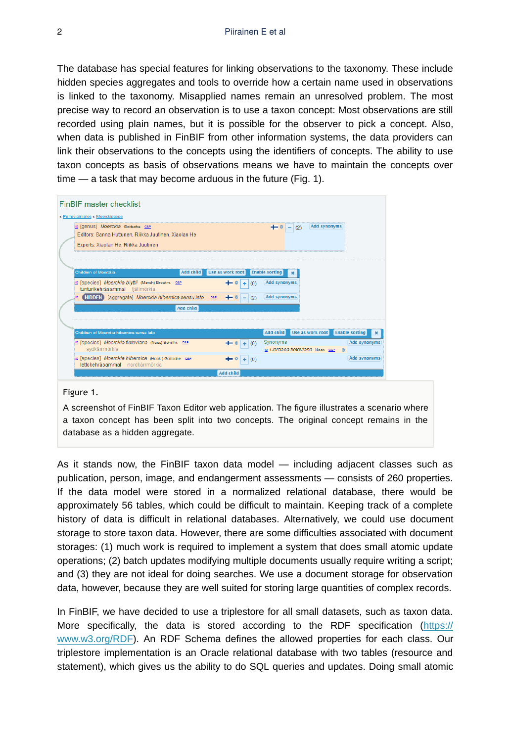The database has special features for linking observations to the taxonomy. These include hidden species aggregates and tools to override how a certain name used in observations is linked to the taxonomy. Misapplied names remain an unresolved problem. The most precise way to record an observation is to use a taxon concept: Most observations are still recorded using plain names, but it is possible for the observer to pick a concept. Also, when data is published in FinBIF from other information systems, the data providers can link their observations to the concepts using the identifiers of concepts. The ability to use taxon concepts as basis of observations means we have to maintain the concepts over time — a task that may become arduous in the future (Fig. 1).

Figure 1.

A screenshot of FinBIF Taxon Editor web application. The figure illustrates a scenario where a taxon concept has been split into two concepts. The original concept remains in the database as a hidden aggregate.

As it stands now, the FinBIF taxon data model — including adjacent classes such as publication, person, image, and endangerment assessments — consists of 260 properties. If the data model were stored in a normalized relational database, there would be approximately 56 tables, which could be difficult to maintain. Keeping track of a complete history of data is difficult in relational databases. Alternatively, we could use document storage to store taxon data. However, there are some difficulties associated with document storages: (1) much work is required to implement a system that does small atomic update operations; (2) batch updates modifying multiple documents usually require writing a script; and (3) they are not ideal for doing searches. We use a document storage for observation data, however, because they are well suited for storing large quantities of complex records.

In FinBIF, we have decided to use a triplestore for all small datasets, such as taxon data. More specifically, the data is stored according to the RDF specification (https://www.w3.org/RDF). An RDF Schema defines the allowed properties for each class. Our triplestore implementation is an Oracle relational database with two tables (resource and statement), which gives us the ability to do SQL queries and updates. Doing small atomic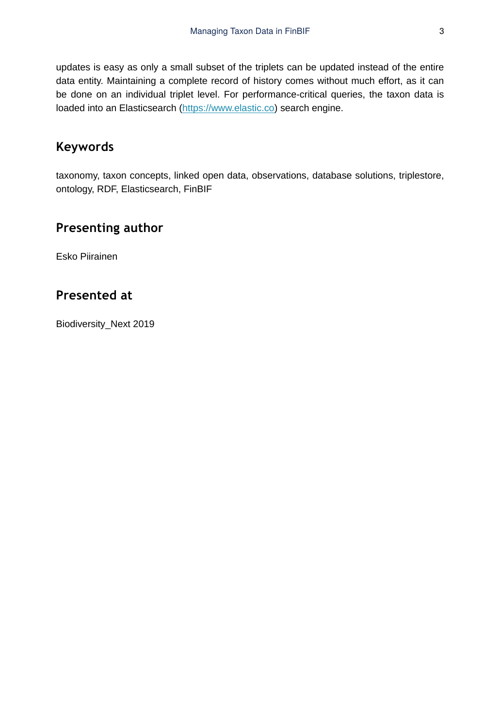updates is easy as only a small subset of the triplets can be updated instead of the entire data entity. Maintaining a complete record of history comes without much effort, as it can be done on an individual triplet level. For performance-critical queries, the taxon data is loaded into an Elasticsearch (https://www.elastic.co) search engine.

## Keywords

taxonomy, taxon concepts, linked open data, observations, database solutions, triplestore, ontology, RDF, Elasticsearch, FinBIF

## Presenting author

Esko Piirainen

## Presented at

Biodiversity_Next 2019